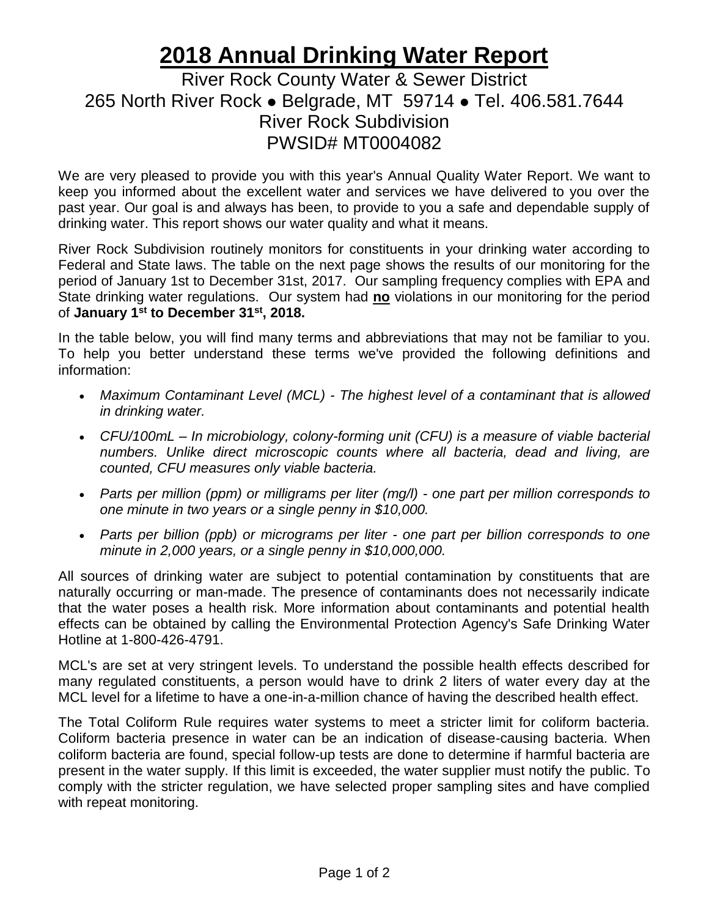# 2018 Annual Drinking Water Report

River Rock County Water & Sewer District
265 North River Rock ● Belgrade, MT 59714 ● Tel. 406.581.7644
River Rock Subdivision
PWSID# MT0004082

We are very pleased to provide you with this year's Annual Quality Water Report. We want to keep you informed about the excellent water and services we have delivered to you over the past year. Our goal is and always has been, to provide to you a safe and dependable supply of drinking water. This report shows our water quality and what it means.

River Rock Subdivision routinely monitors for constituents in your drinking water according to Federal and State laws. The table on the next page shows the results of our monitoring for the period of January 1st to December 31st, 2017. Our sampling frequency complies with EPA and State drinking water regulations. Our system had **no** violations in our monitoring for the period of **January 1st to December 31st, 2018.**

In the table below, you will find many terms and abbreviations that may not be familiar to you. To help you better understand these terms we've provided the following definitions and information:

- *Maximum Contaminant Level (MCL) - The highest level of a contaminant that is allowed in drinking water.*
- *CFU/100mL – In microbiology, colony-forming unit (CFU) is a measure of viable bacterial numbers. Unlike direct microscopic counts where all bacteria, dead and living, are counted, CFU measures only viable bacteria.*
- *Parts per million (ppm) or milligrams per liter (mg/l) - one part per million corresponds to one minute in two years or a single penny in $10,000.*
- *Parts per billion (ppb) or micrograms per liter - one part per billion corresponds to one minute in 2,000 years, or a single penny in $10,000,000.*

All sources of drinking water are subject to potential contamination by constituents that are naturally occurring or man-made. The presence of contaminants does not necessarily indicate that the water poses a health risk. More information about contaminants and potential health effects can be obtained by calling the Environmental Protection Agency's Safe Drinking Water Hotline at 1-800-426-4791.

MCL's are set at very stringent levels. To understand the possible health effects described for many regulated constituents, a person would have to drink 2 liters of water every day at the MCL level for a lifetime to have a one-in-a-million chance of having the described health effect.

The Total Coliform Rule requires water systems to meet a stricter limit for coliform bacteria. Coliform bacteria presence in water can be an indication of disease-causing bacteria. When coliform bacteria are found, special follow-up tests are done to determine if harmful bacteria are present in the water supply. If this limit is exceeded, the water supplier must notify the public. To comply with the stricter regulation, we have selected proper sampling sites and have complied with repeat monitoring.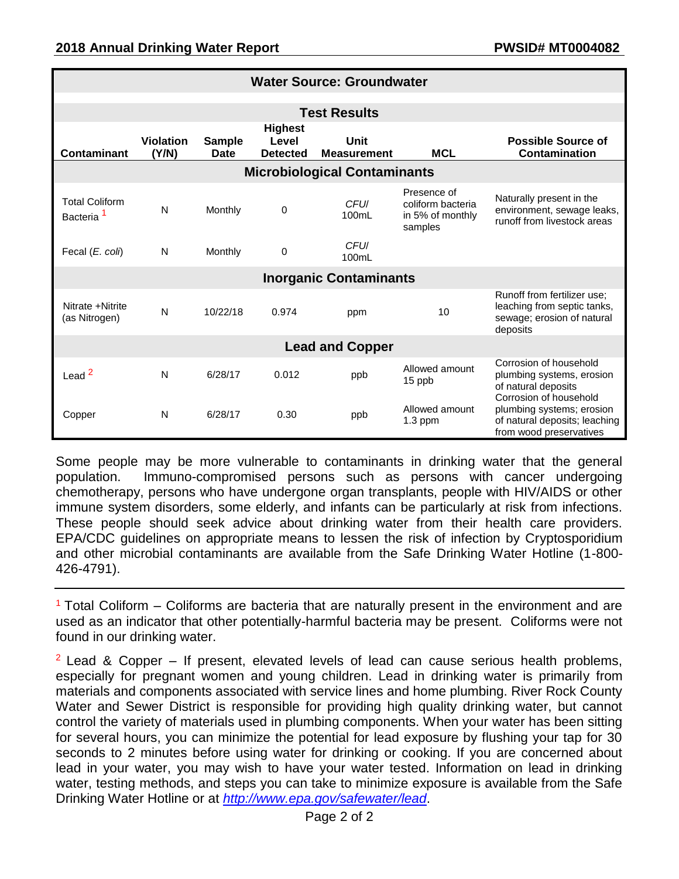**2018 Annual Drinking Water Report** **PWSID# MT0004082**

| Water Source: Groundwater | | | | | | |
|---|---|---|---|---|---|---|
| **Test Results** | | | | | | |
| **Contaminant** | **Violation (Y/N)** | **Sample Date** | **Highest Level Detected** | **Unit Measurement** | **MCL** | **Possible Source of Contamination** |
| **Microbiological Contaminants** | | | | | | |
| Total Coliform Bacteria [1] | N | Monthly | 0 | *CFU/* 100mL | Presence of coliform bacteria in 5% of monthly samples | Naturally present in the environment, sewage leaks, runoff from livestock areas |
| Fecal (*E. coli*) | N | Monthly | 0 | *CFU/* 100mL | | |
| **Inorganic Contaminants** | | | | | | |
| Nitrate +Nitrite (as Nitrogen) | N | 10/22/18 | 0.974 | ppm | 10 | Runoff from fertilizer use; leaching from septic tanks, sewage; erosion of natural deposits |
| **Lead and Copper** | | | | | | |
| Lead [2] | N | 6/28/17 | 0.012 | ppb | Allowed amount 15 ppb | Corrosion of household plumbing systems, erosion of natural deposits |
| Copper | N | 6/28/17 | 0.30 | ppb | Allowed amount 1.3 ppm | Corrosion of household plumbing systems; erosion of natural deposits; leaching from wood preservatives |

Some people may be more vulnerable to contaminants in drinking water that the general population. Immuno-compromised persons such as persons with cancer undergoing chemotherapy, persons who have undergone organ transplants, people with HIV/AIDS or other immune system disorders, some elderly, and infants can be particularly at risk from infections. These people should seek advice about drinking water from their health care providers. EPA/CDC guidelines on appropriate means to lessen the risk of infection by Cryptosporidium and other microbial contaminants are available from the Safe Drinking Water Hotline (1-800-426-4791).

---

[1] Total Coliform – Coliforms are bacteria that are naturally present in the environment and are used as an indicator that other potentially-harmful bacteria may be present. Coliforms were not found in our drinking water.

[2] Lead & Copper – If present, elevated levels of lead can cause serious health problems, especially for pregnant women and young children. Lead in drinking water is primarily from materials and components associated with service lines and home plumbing. River Rock County Water and Sewer District is responsible for providing high quality drinking water, but cannot control the variety of materials used in plumbing components. When your water has been sitting for several hours, you can minimize the potential for lead exposure by flushing your tap for 30 seconds to 2 minutes before using water for drinking or cooking. If you are concerned about lead in your water, you may wish to have your water tested. Information on lead in drinking water, testing methods, and steps you can take to minimize exposure is available from the Safe Drinking Water Hotline or at *http://www.epa.gov/safewater/lead*.